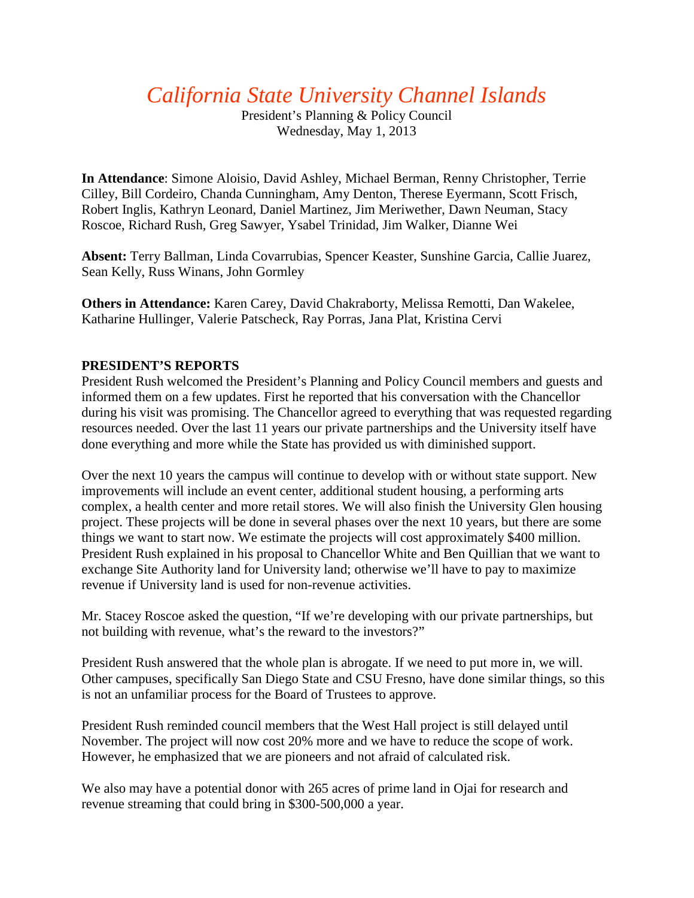# *California State University Channel Islands*

President's Planning & Policy Council
Wednesday, May 1, 2013

**In Attendance**: Simone Aloisio, David Ashley, Michael Berman, Renny Christopher, Terrie Cilley, Bill Cordeiro, Chanda Cunningham, Amy Denton, Therese Eyermann, Scott Frisch, Robert Inglis, Kathryn Leonard, Daniel Martinez, Jim Meriwether, Dawn Neuman, Stacy Roscoe, Richard Rush, Greg Sawyer, Ysabel Trinidad, Jim Walker, Dianne Wei

**Absent:** Terry Ballman, Linda Covarrubias, Spencer Keaster, Sunshine Garcia, Callie Juarez, Sean Kelly, Russ Winans, John Gormley

**Others in Attendance:** Karen Carey, David Chakraborty, Melissa Remotti, Dan Wakelee, Katharine Hullinger, Valerie Patscheck, Ray Porras, Jana Plat, Kristina Cervi

**PRESIDENT'S REPORTS**

President Rush welcomed the President's Planning and Policy Council members and guests and informed them on a few updates. First he reported that his conversation with the Chancellor during his visit was promising. The Chancellor agreed to everything that was requested regarding resources needed. Over the last 11 years our private partnerships and the University itself have done everything and more while the State has provided us with diminished support.

Over the next 10 years the campus will continue to develop with or without state support. New improvements will include an event center, additional student housing, a performing arts complex, a health center and more retail stores. We will also finish the University Glen housing project. These projects will be done in several phases over the next 10 years, but there are some things we want to start now. We estimate the projects will cost approximately $400 million. President Rush explained in his proposal to Chancellor White and Ben Quillian that we want to exchange Site Authority land for University land; otherwise we'll have to pay to maximize revenue if University land is used for non-revenue activities.

Mr. Stacey Roscoe asked the question, "If we're developing with our private partnerships, but not building with revenue, what's the reward to the investors?"

President Rush answered that the whole plan is abrogate. If we need to put more in, we will. Other campuses, specifically San Diego State and CSU Fresno, have done similar things, so this is not an unfamiliar process for the Board of Trustees to approve.

President Rush reminded council members that the West Hall project is still delayed until November. The project will now cost 20% more and we have to reduce the scope of work. However, he emphasized that we are pioneers and not afraid of calculated risk.

We also may have a potential donor with 265 acres of prime land in Ojai for research and revenue streaming that could bring in $300-500,000 a year.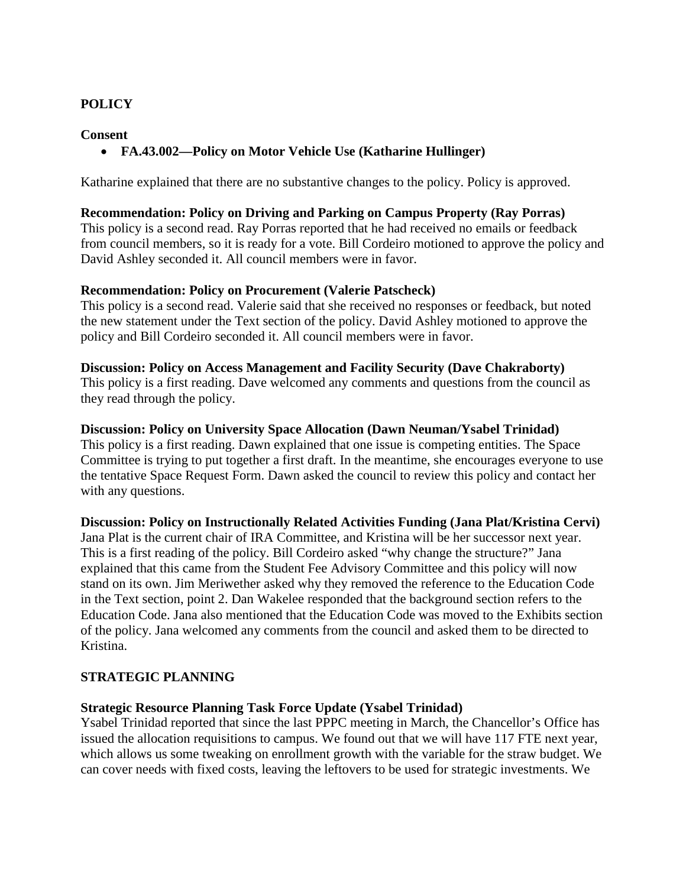## POLICY

### Consent

- **FA.43.002—Policy on Motor Vehicle Use (Katharine Hullinger)**

Katharine explained that there are no substantive changes to the policy. Policy is approved.

**Recommendation: Policy on Driving and Parking on Campus Property (Ray Porras)**
This policy is a second read. Ray Porras reported that he had received no emails or feedback from council members, so it is ready for a vote. Bill Cordeiro motioned to approve the policy and David Ashley seconded it. All council members were in favor.

**Recommendation: Policy on Procurement (Valerie Patscheck)**
This policy is a second read. Valerie said that she received no responses or feedback, but noted the new statement under the Text section of the policy. David Ashley motioned to approve the policy and Bill Cordeiro seconded it. All council members were in favor.

**Discussion: Policy on Access Management and Facility Security (Dave Chakraborty)**
This policy is a first reading. Dave welcomed any comments and questions from the council as they read through the policy.

**Discussion: Policy on University Space Allocation (Dawn Neuman/Ysabel Trinidad)**
This policy is a first reading. Dawn explained that one issue is competing entities. The Space Committee is trying to put together a first draft. In the meantime, she encourages everyone to use the tentative Space Request Form. Dawn asked the council to review this policy and contact her with any questions.

**Discussion: Policy on Instructionally Related Activities Funding (Jana Plat/Kristina Cervi)**
Jana Plat is the current chair of IRA Committee, and Kristina will be her successor next year. This is a first reading of the policy. Bill Cordeiro asked "why change the structure?" Jana explained that this came from the Student Fee Advisory Committee and this policy will now stand on its own. Jim Meriwether asked why they removed the reference to the Education Code in the Text section, point 2. Dan Wakelee responded that the background section refers to the Education Code. Jana also mentioned that the Education Code was moved to the Exhibits section of the policy. Jana welcomed any comments from the council and asked them to be directed to Kristina.

## STRATEGIC PLANNING

**Strategic Resource Planning Task Force Update (Ysabel Trinidad)**
Ysabel Trinidad reported that since the last PPPC meeting in March, the Chancellor's Office has issued the allocation requisitions to campus. We found out that we will have 117 FTE next year, which allows us some tweaking on enrollment growth with the variable for the straw budget. We can cover needs with fixed costs, leaving the leftovers to be used for strategic investments. We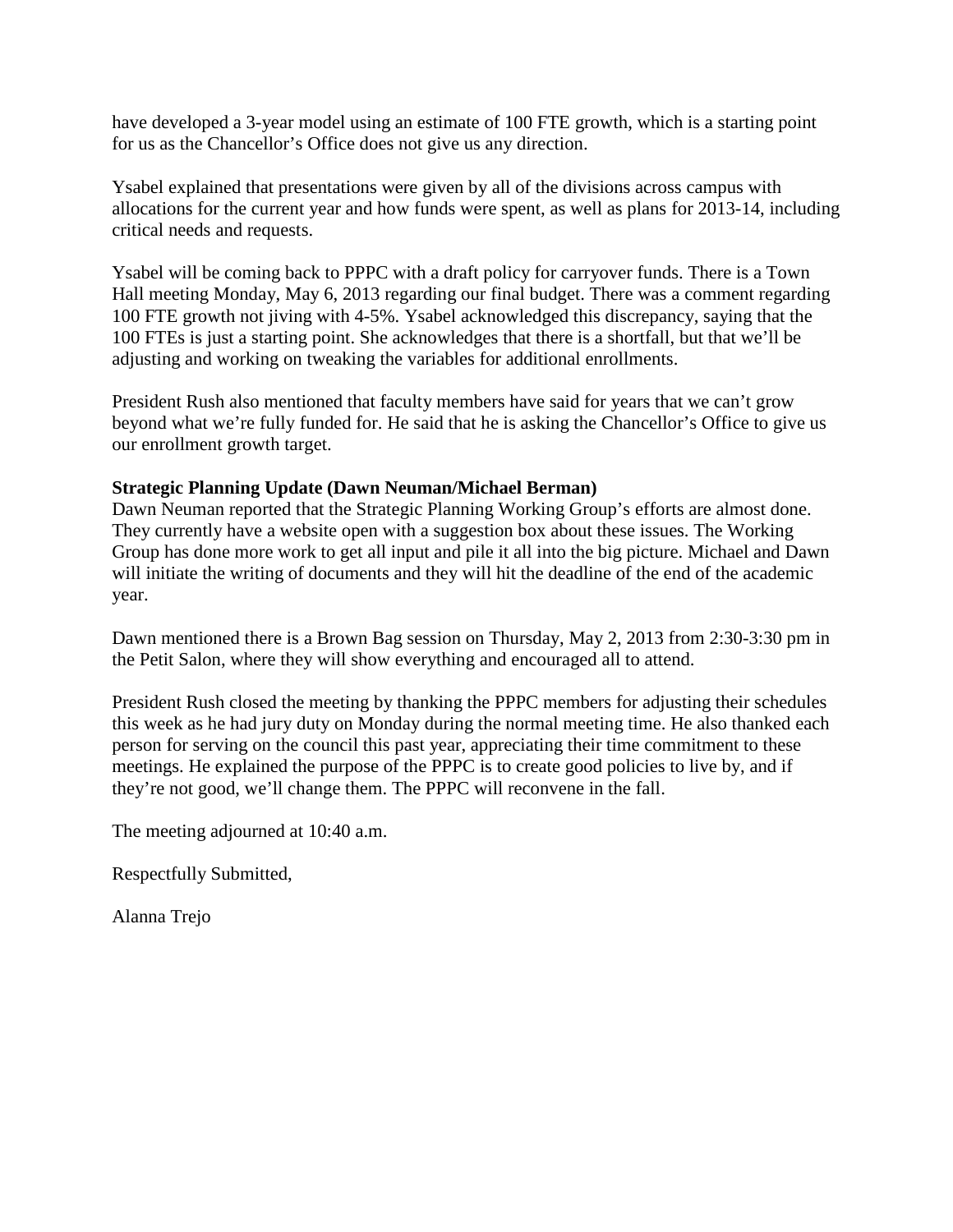have developed a 3-year model using an estimate of 100 FTE growth, which is a starting point for us as the Chancellor's Office does not give us any direction.

Ysabel explained that presentations were given by all of the divisions across campus with allocations for the current year and how funds were spent, as well as plans for 2013-14, including critical needs and requests.

Ysabel will be coming back to PPPC with a draft policy for carryover funds. There is a Town Hall meeting Monday, May 6, 2013 regarding our final budget. There was a comment regarding 100 FTE growth not jiving with 4-5%. Ysabel acknowledged this discrepancy, saying that the 100 FTEs is just a starting point. She acknowledges that there is a shortfall, but that we'll be adjusting and working on tweaking the variables for additional enrollments.

President Rush also mentioned that faculty members have said for years that we can't grow beyond what we're fully funded for. He said that he is asking the Chancellor's Office to give us our enrollment growth target.

**Strategic Planning Update (Dawn Neuman/Michael Berman)**

Dawn Neuman reported that the Strategic Planning Working Group's efforts are almost done. They currently have a website open with a suggestion box about these issues. The Working Group has done more work to get all input and pile it all into the big picture. Michael and Dawn will initiate the writing of documents and they will hit the deadline of the end of the academic year.

Dawn mentioned there is a Brown Bag session on Thursday, May 2, 2013 from 2:30-3:30 pm in the Petit Salon, where they will show everything and encouraged all to attend.

President Rush closed the meeting by thanking the PPPC members for adjusting their schedules this week as he had jury duty on Monday during the normal meeting time. He also thanked each person for serving on the council this past year, appreciating their time commitment to these meetings. He explained the purpose of the PPPC is to create good policies to live by, and if they're not good, we'll change them. The PPPC will reconvene in the fall.

The meeting adjourned at 10:40 a.m.

Respectfully Submitted,

Alanna Trejo